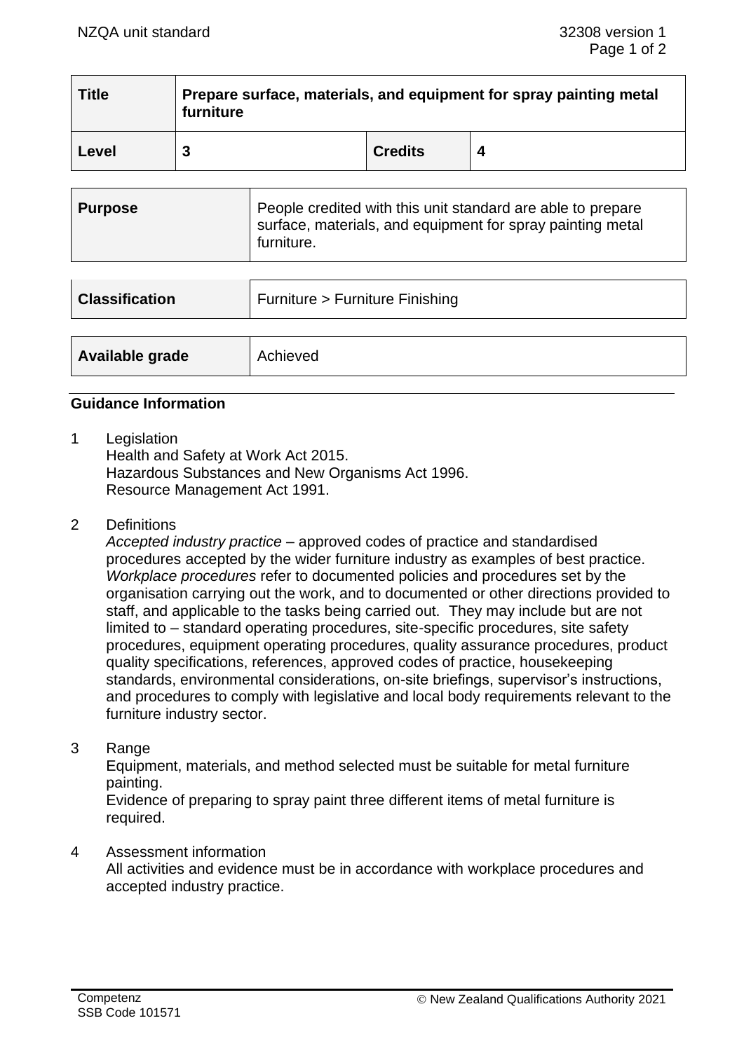| Title | Prepare surface, materials, and equipment for spray painting metal furniture | | |
|---|---|---|---|
| Level | 3 | Credits | 4 |

| Purpose | People credited with this unit standard are able to prepare surface, materials, and equipment for spray painting metal furniture. |
|---|---|

| Classification | Furniture > Furniture Finishing |
|---|---|

| Available grade | Achieved |
|---|---|

## Guidance Information

1. Legislation
   Health and Safety at Work Act 2015.
   Hazardous Substances and New Organisms Act 1996.
   Resource Management Act 1991.

2. Definitions
   *Accepted industry practice* – approved codes of practice and standardised procedures accepted by the wider furniture industry as examples of best practice.
   *Workplace procedures* refer to documented policies and procedures set by the organisation carrying out the work, and to documented or other directions provided to staff, and applicable to the tasks being carried out. They may include but are not limited to – standard operating procedures, site-specific procedures, site safety procedures, equipment operating procedures, quality assurance procedures, product quality specifications, references, approved codes of practice, housekeeping standards, environmental considerations, on-site briefings, supervisor's instructions, and procedures to comply with legislative and local body requirements relevant to the furniture industry sector.

3. Range
   Equipment, materials, and method selected must be suitable for metal furniture painting.
   Evidence of preparing to spray paint three different items of metal furniture is required.

4. Assessment information
   All activities and evidence must be in accordance with workplace procedures and accepted industry practice.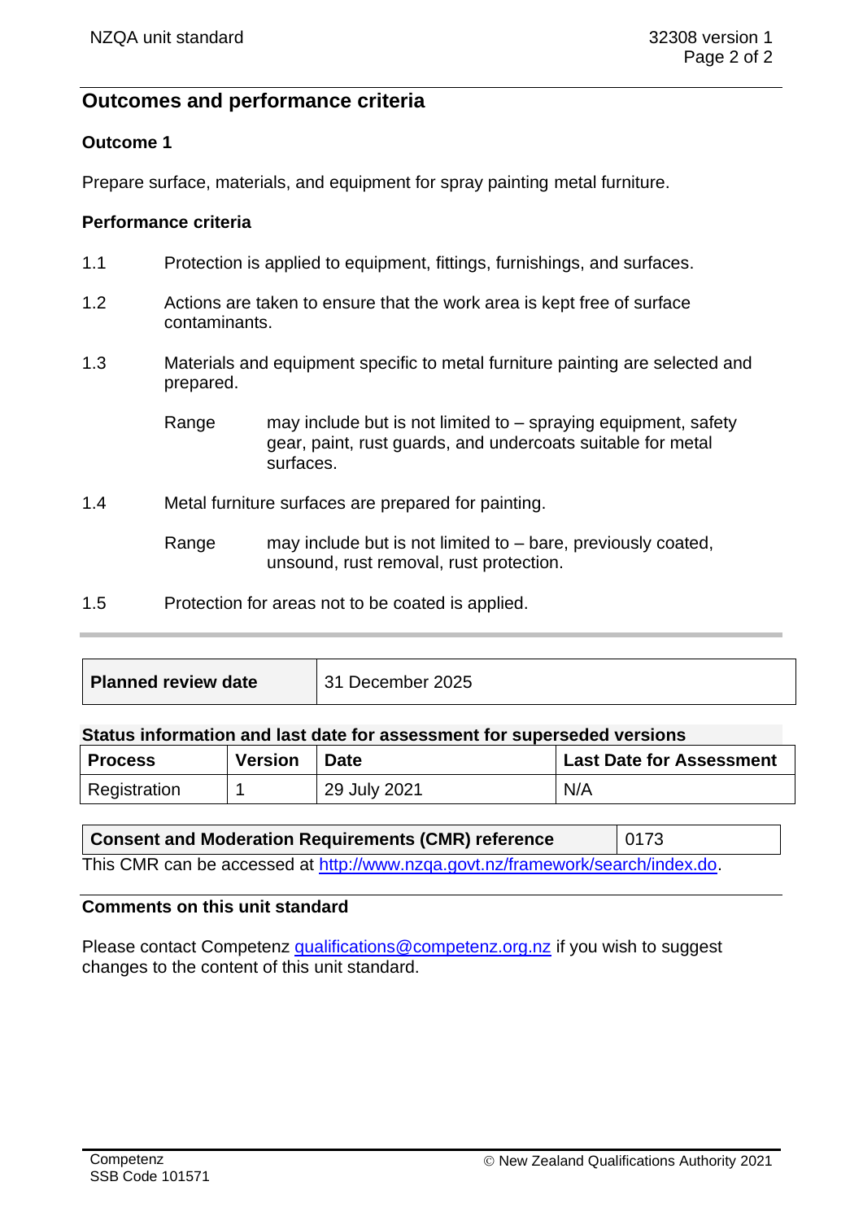## Outcomes and performance criteria

### Outcome 1

Prepare surface, materials, and equipment for spray painting metal furniture.

#### Performance criteria

1.1 Protection is applied to equipment, fittings, furnishings, and surfaces.

1.2 Actions are taken to ensure that the work area is kept free of surface contaminants.

1.3 Materials and equipment specific to metal furniture painting are selected and prepared.

Range: may include but is not limited to – spraying equipment, safety gear, paint, rust guards, and undercoats suitable for metal surfaces.

1.4 Metal furniture surfaces are prepared for painting.

Range: may include but is not limited to – bare, previously coated, unsound, rust removal, rust protection.

1.5 Protection for areas not to be coated is applied.

| | |
|---|---|
| **Planned review date** | 31 December 2025 |

**Status information and last date for assessment for superseded versions**

| Process | Version | Date | Last Date for Assessment |
|---|---|---|---|
| Registration | 1 | 29 July 2021 | N/A |

| | |
|---|---|
| **Consent and Moderation Requirements (CMR) reference** | 0173 |

This CMR can be accessed at http://www.nzqa.govt.nz/framework/search/index.do.

### Comments on this unit standard

Please contact Competenz qualifications@competenz.org.nz if you wish to suggest changes to the content of this unit standard.